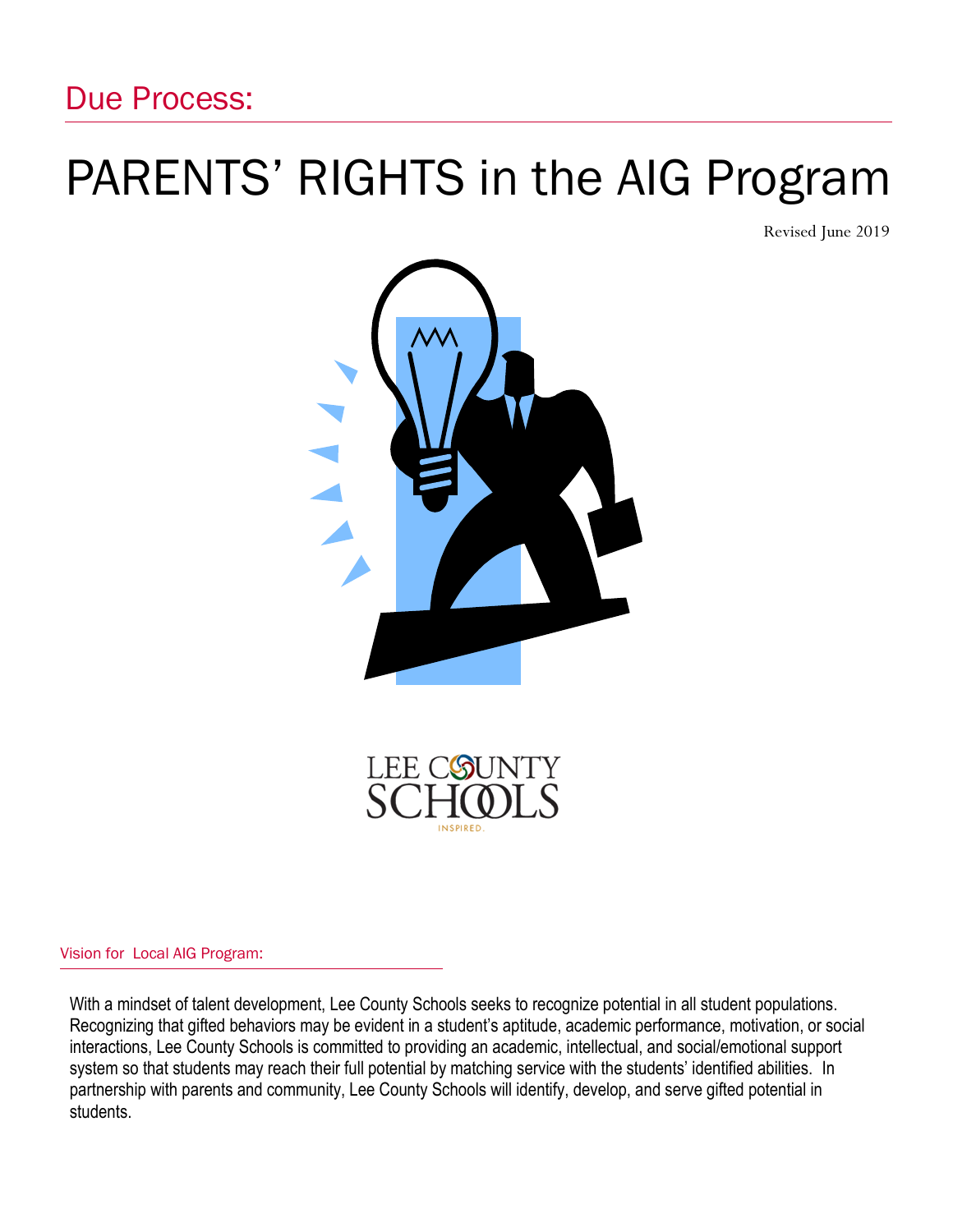Due Process:

# PARENTS' RIGHTS in the AIG Program

Revised June 2019

LEE COUNTY SCHOOLS
INSPIRED.

## Vision for Local AIG Program:

With a mindset of talent development, Lee County Schools seeks to recognize potential in all student populations. Recognizing that gifted behaviors may be evident in a student's aptitude, academic performance, motivation, or social interactions, Lee County Schools is committed to providing an academic, intellectual, and social/emotional support system so that students may reach their full potential by matching service with the students' identified abilities. In partnership with parents and community, Lee County Schools will identify, develop, and serve gifted potential in students.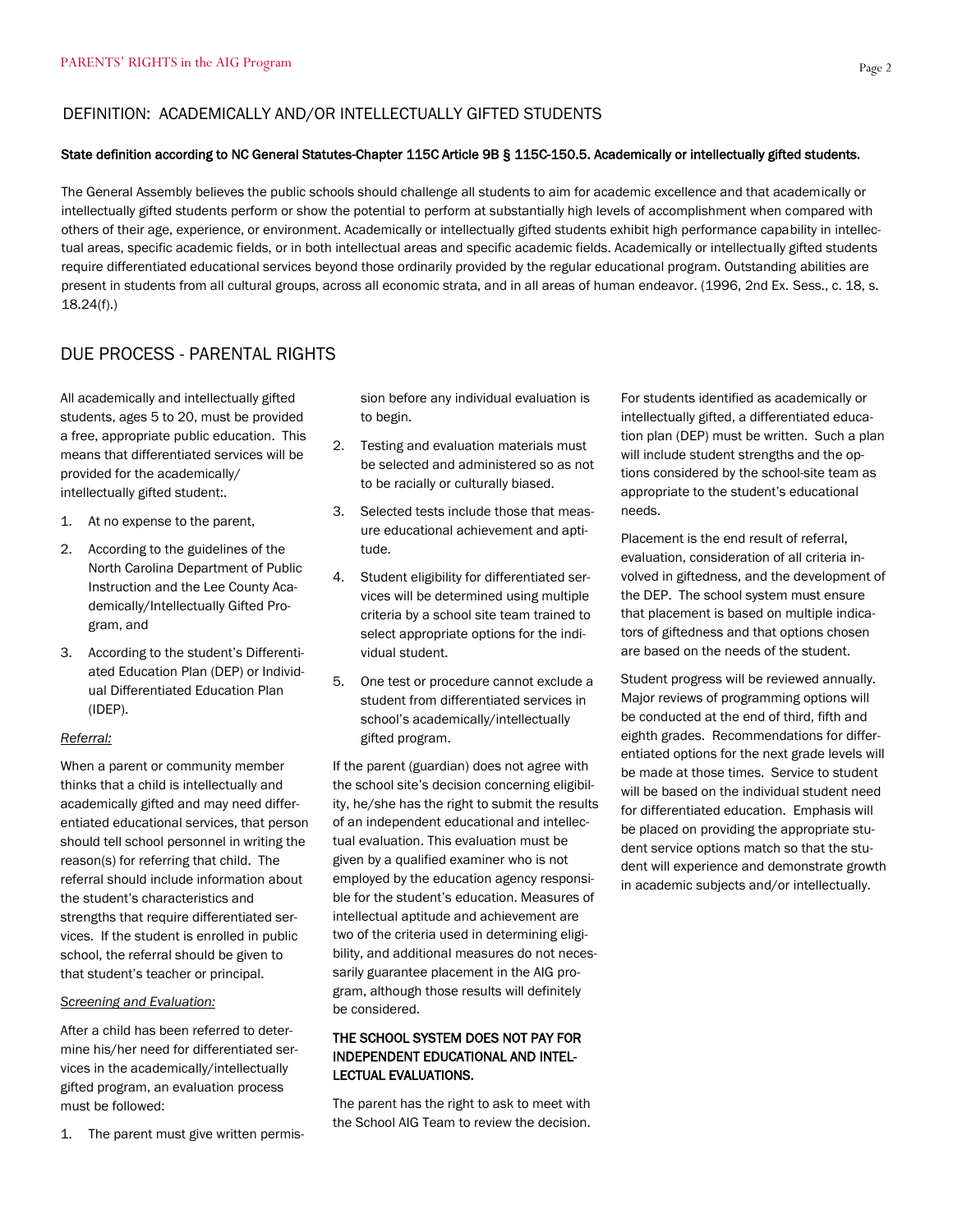## DEFINITION: ACADEMICALLY AND/OR INTELLECTUALLY GIFTED STUDENTS

**State definition according to NC General Statutes-Chapter 115C Article 9B § 115C-150.5. Academically or intellectually gifted students.**

The General Assembly believes the public schools should challenge all students to aim for academic excellence and that academically or intellectually gifted students perform or show the potential to perform at substantially high levels of accomplishment when compared with others of their age, experience, or environment. Academically or intellectually gifted students exhibit high performance capability in intellectual areas, specific academic fields, or in both intellectual areas and specific academic fields. Academically or intellectually gifted students require differentiated educational services beyond those ordinarily provided by the regular educational program. Outstanding abilities are present in students from all cultural groups, across all economic strata, and in all areas of human endeavor. (1996, 2nd Ex. Sess., c. 18, s. 18.24(f).)

## DUE PROCESS - PARENTAL RIGHTS

All academically and intellectually gifted students, ages 5 to 20, must be provided a free, appropriate public education. This means that differentiated services will be provided for the academically/intellectually gifted student:.

1. At no expense to the parent,
2. According to the guidelines of the North Carolina Department of Public Instruction and the Lee County Academically/Intellectually Gifted Program, and
3. According to the student's Differentiated Education Plan (DEP) or Individual Differentiated Education Plan (IDEP).

*Referral:*

When a parent or community member thinks that a child is intellectually and academically gifted and may need differentiated educational services, that person should tell school personnel in writing the reason(s) for referring that child. The referral should include information about the student's characteristics and strengths that require differentiated services. If the student is enrolled in public school, the referral should be given to that student's teacher or principal.

*Screening and Evaluation:*

After a child has been referred to determine his/her need for differentiated services in the academically/intellectually gifted program, an evaluation process must be followed:

1. The parent must give written permission before any individual evaluation is to begin.
2. Testing and evaluation materials must be selected and administered so as not to be racially or culturally biased.
3. Selected tests include those that measure educational achievement and aptitude.
4. Student eligibility for differentiated services will be determined using multiple criteria by a school site team trained to select appropriate options for the individual student.
5. One test or procedure cannot exclude a student from differentiated services in school's academically/intellectually gifted program.

If the parent (guardian) does not agree with the school site's decision concerning eligibility, he/she has the right to submit the results of an independent educational and intellectual evaluation. This evaluation must be given by a qualified examiner who is not employed by the education agency responsible for the student's education. Measures of intellectual aptitude and achievement are two of the criteria used in determining eligibility, and additional measures do not necessarily guarantee placement in the AIG program, although those results will definitely be considered.

**THE SCHOOL SYSTEM DOES NOT PAY FOR INDEPENDENT EDUCATIONAL AND INTELLECTUAL EVALUATIONS.**

The parent has the right to ask to meet with the School AIG Team to review the decision.

For students identified as academically or intellectually gifted, a differentiated education plan (DEP) must be written. Such a plan will include student strengths and the options considered by the school-site team as appropriate to the student's educational needs.

Placement is the end result of referral, evaluation, consideration of all criteria involved in giftedness, and the development of the DEP. The school system must ensure that placement is based on multiple indicators of giftedness and that options chosen are based on the needs of the student.

Student progress will be reviewed annually. Major reviews of programming options will be conducted at the end of third, fifth and eighth grades. Recommendations for differentiated options for the next grade levels will be made at those times. Service to student will be based on the individual student need for differentiated education. Emphasis will be placed on providing the appropriate student service options match so that the student will experience and demonstrate growth in academic subjects and/or intellectually.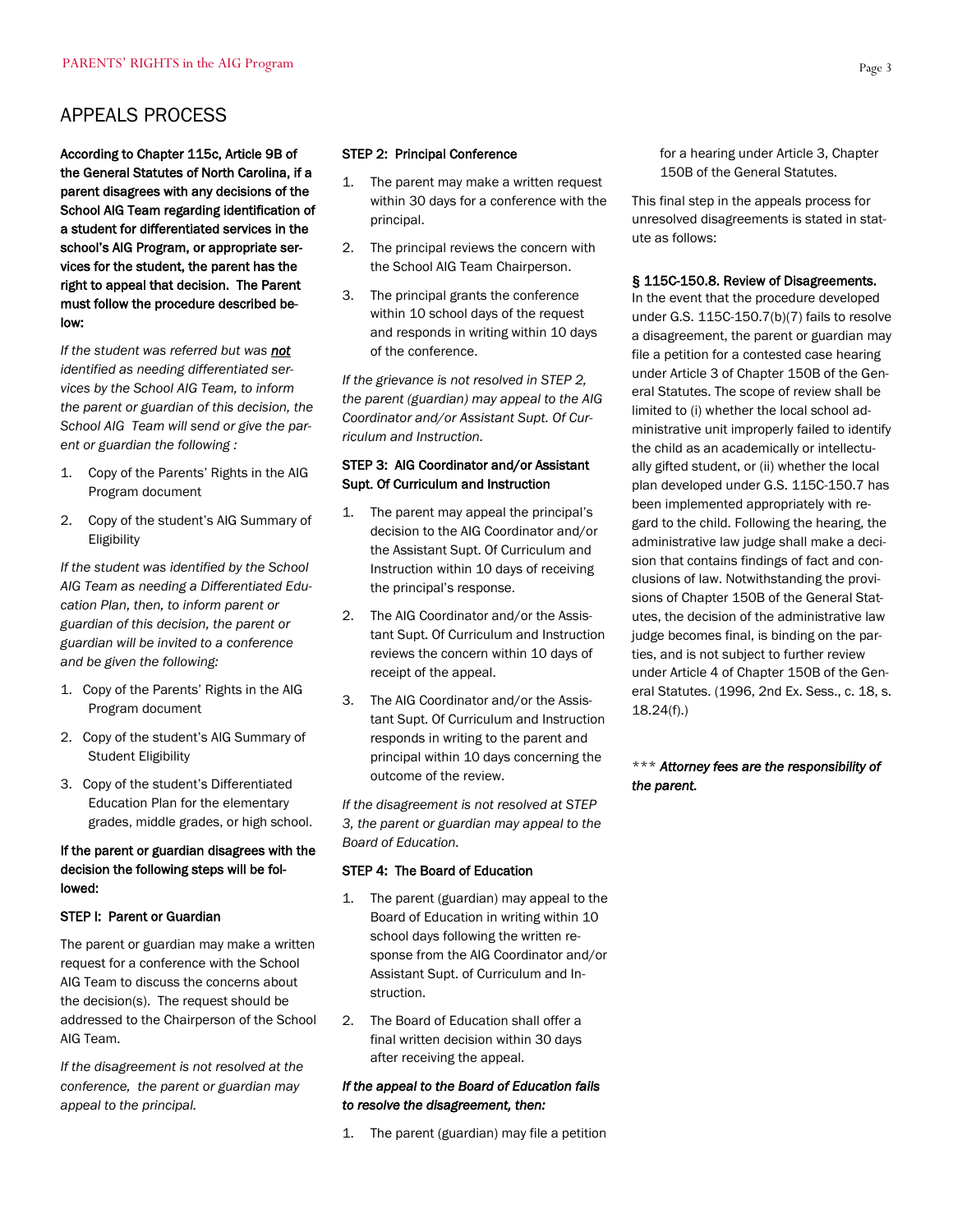## APPEALS PROCESS

**According to Chapter 115c, Article 9B of the General Statutes of North Carolina, if a parent disagrees with any decisions of the School AIG Team regarding identification of a student for differentiated services in the school's AIG Program, or appropriate services for the student, the parent has the right to appeal that decision. The Parent must follow the procedure described below:**

*If the student was referred but was **not** identified as needing differentiated services by the School AIG Team, to inform the parent or guardian of this decision, the School AIG Team will send or give the parent or guardian the following :*

1. Copy of the Parents' Rights in the AIG Program document
2. Copy of the student's AIG Summary of Eligibility

*If the student was identified by the School AIG Team as needing a Differentiated Education Plan, then, to inform parent or guardian of this decision, the parent or guardian will be invited to a conference and be given the following:*

1. Copy of the Parents' Rights in the AIG Program document
2. Copy of the student's AIG Summary of Student Eligibility
3. Copy of the student's Differentiated Education Plan for the elementary grades, middle grades, or high school.

**If the parent or guardian disagrees with the decision the following steps will be followed:**

### STEP I: Parent or Guardian

The parent or guardian may make a written request for a conference with the School AIG Team to discuss the concerns about the decision(s). The request should be addressed to the Chairperson of the School AIG Team.

*If the disagreement is not resolved at the conference, the parent or guardian may appeal to the principal.*

### STEP 2: Principal Conference

1. The parent may make a written request within 30 days for a conference with the principal.
2. The principal reviews the concern with the School AIG Team Chairperson.
3. The principal grants the conference within 10 school days of the request and responds in writing within 10 days of the conference.

*If the grievance is not resolved in STEP 2, the parent (guardian) may appeal to the AIG Coordinator and/or Assistant Supt. Of Curriculum and Instruction.*

### STEP 3: AIG Coordinator and/or Assistant Supt. Of Curriculum and Instruction

1. The parent may appeal the principal's decision to the AIG Coordinator and/or the Assistant Supt. Of Curriculum and Instruction within 10 days of receiving the principal's response.
2. The AIG Coordinator and/or the Assistant Supt. Of Curriculum and Instruction reviews the concern within 10 days of receipt of the appeal.
3. The AIG Coordinator and/or the Assistant Supt. Of Curriculum and Instruction responds in writing to the parent and principal within 10 days concerning the outcome of the review.

*If the disagreement is not resolved at STEP 3, the parent or guardian may appeal to the Board of Education.*

### STEP 4: The Board of Education

1. The parent (guardian) may appeal to the Board of Education in writing within 10 school days following the written response from the AIG Coordinator and/or Assistant Supt. of Curriculum and Instruction.
2. The Board of Education shall offer a final written decision within 30 days after receiving the appeal.

***If the appeal to the Board of Education fails to resolve the disagreement, then:***

1. The parent (guardian) may file a petition for a hearing under Article 3, Chapter 150B of the General Statutes.

This final step in the appeals process for unresolved disagreements is stated in statute as follows:

**§ 115C-150.8. Review of Disagreements.**
In the event that the procedure developed under G.S. 115C-150.7(b)(7) fails to resolve a disagreement, the parent or guardian may file a petition for a contested case hearing under Article 3 of Chapter 150B of the General Statutes. The scope of review shall be limited to (i) whether the local school administrative unit improperly failed to identify the child as an academically or intellectually gifted student, or (ii) whether the local plan developed under G.S. 115C-150.7 has been implemented appropriately with regard to the child. Following the hearing, the administrative law judge shall make a decision that contains findings of fact and conclusions of law. Notwithstanding the provisions of Chapter 150B of the General Statutes, the decision of the administrative law judge becomes final, is binding on the parties, and is not subject to further review under Article 4 of Chapter 150B of the General Statutes. (1996, 2nd Ex. Sess., c. 18, s. 18.24(f).)

*\*\*\* **Attorney fees are the responsibility of the parent.***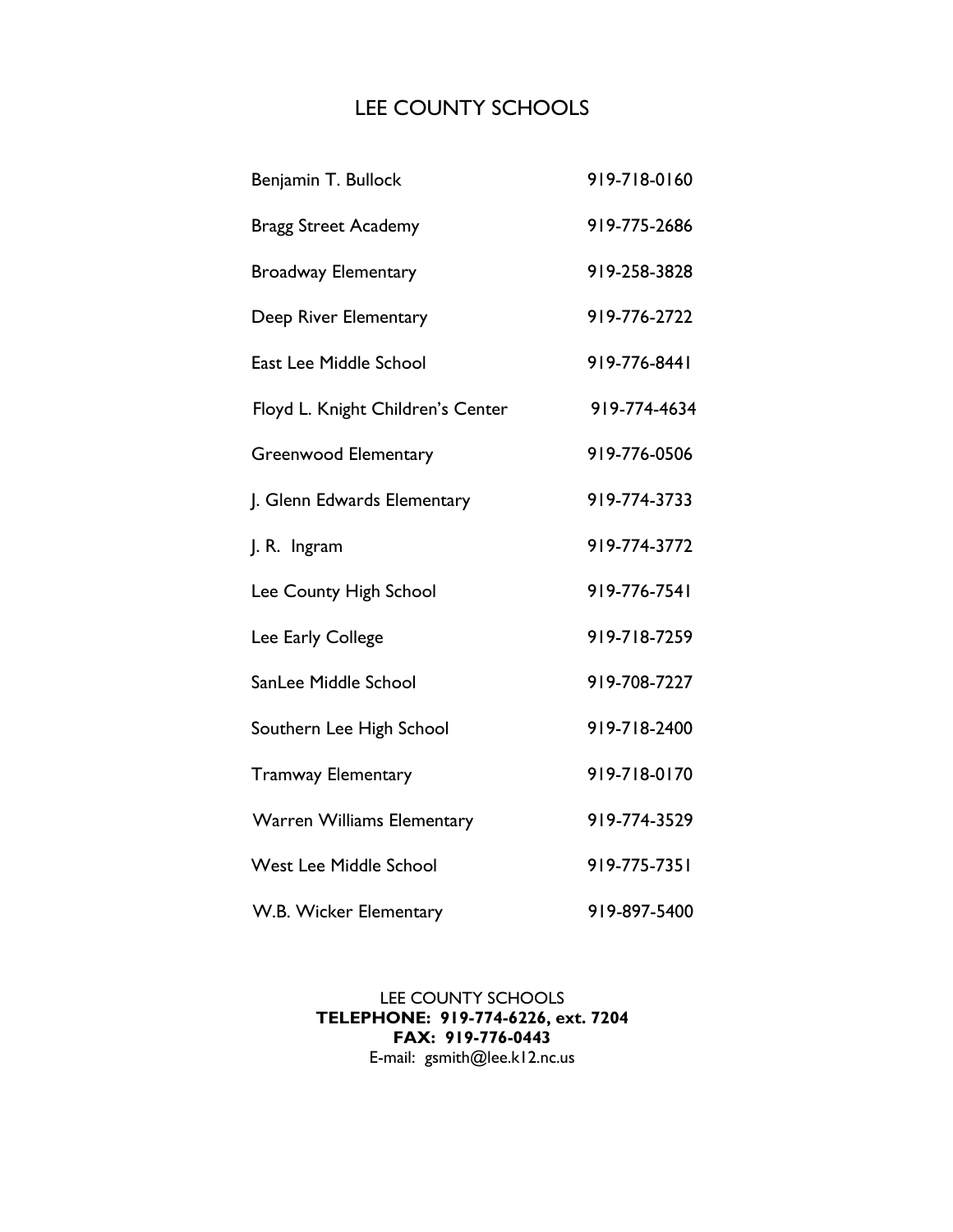# LEE COUNTY SCHOOLS

| | |
|---|---|
| Benjamin T. Bullock | 919-718-0160 |
| Bragg Street Academy | 919-775-2686 |
| Broadway Elementary | 919-258-3828 |
| Deep River Elementary | 919-776-2722 |
| East Lee Middle School | 919-776-8441 |
| Floyd L. Knight Children's Center | 919-774-4634 |
| Greenwood Elementary | 919-776-0506 |
| J. Glenn Edwards Elementary | 919-774-3733 |
| J. R. Ingram | 919-774-3772 |
| Lee County High School | 919-776-7541 |
| Lee Early College | 919-718-7259 |
| SanLee Middle School | 919-708-7227 |
| Southern Lee High School | 919-718-2400 |
| Tramway Elementary | 919-718-0170 |
| Warren Williams Elementary | 919-774-3529 |
| West Lee Middle School | 919-775-7351 |
| W.B. Wicker Elementary | 919-897-5400 |

LEE COUNTY SCHOOLS
**TELEPHONE: 919-774-6226, ext. 7204**
**FAX: 919-776-0443**
E-mail: gsmith@lee.k12.nc.us